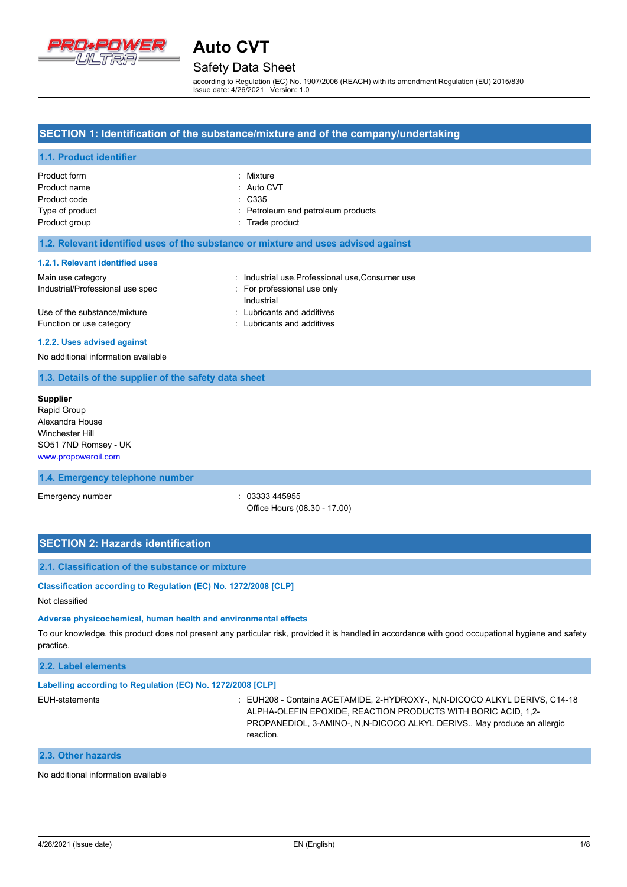# Auto CVT

## Safety Data Sheet

according to Regulation (EC) No. 1907/2006 (REACH) with its amendment Regulation (EU) 2015/830
Issue date: 4/26/2021 Version: 1.0

## SECTION 1: Identification of the substance/mixture and of the company/undertaking

### 1.1. Product identifier

| | |
|---|---|
| Product form | : Mixture |
| Product name | : Auto CVT |
| Product code | : C335 |
| Type of product | : Petroleum and petroleum products |
| Product group | : Trade product |

### 1.2. Relevant identified uses of the substance or mixture and uses advised against

#### 1.2.1. Relevant identified uses

| | |
|---|---|
| Main use category | : Industrial use,Professional use,Consumer use |
| Industrial/Professional use spec | : For professional use only<br>Industrial |
| Use of the substance/mixture | : Lubricants and additives |
| Function or use category | : Lubricants and additives |

#### 1.2.2. Uses advised against

No additional information available

### 1.3. Details of the supplier of the safety data sheet

**Supplier**
Rapid Group
Alexandra House
Winchester Hill
SO51 7ND Romsey - UK
www.propoweroil.com

### 1.4. Emergency telephone number

| | |
|---|---|
| Emergency number | : 03333 445955<br>Office Hours (08.30 - 17.00) |

## SECTION 2: Hazards identification

### 2.1. Classification of the substance or mixture

#### Classification according to Regulation (EC) No. 1272/2008 [CLP]

Not classified

#### Adverse physicochemical, human health and environmental effects

To our knowledge, this product does not present any particular risk, provided it is handled in accordance with good occupational hygiene and safety practice.

### 2.2. Label elements

#### Labelling according to Regulation (EC) No. 1272/2008 [CLP]

| | |
|---|---|
| EUH-statements | : EUH208 - Contains ACETAMIDE, 2-HYDROXY-, N,N-DICOCO ALKYL DERIVS, C14-18 ALPHA-OLEFIN EPOXIDE, REACTION PRODUCTS WITH BORIC ACID, 1,2-PROPANEDIOL, 3-AMINO-, N,N-DICOCO ALKYL DERIVS.. May produce an allergic reaction. |

### 2.3. Other hazards

No additional information available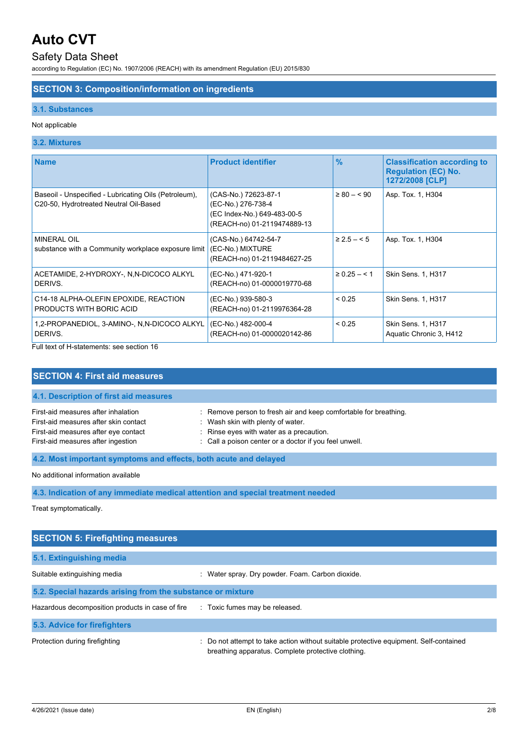## SECTION 3: Composition/information on ingredients

### 3.1. Substances

Not applicable

### 3.2. Mixtures

| Name | Product identifier | % | Classification according to Regulation (EC) No. 1272/2008 [CLP] |
|---|---|---|---|
| Baseoil - Unspecified - Lubricating Oils (Petroleum), C20-50, Hydrotreated Neutral Oil-Based | (CAS-No.) 72623-87-1<br>(EC-No.) 276-738-4<br>(EC Index-No.) 649-483-00-5<br>(REACH-no) 01-2119474889-13 | ≥ 80 – < 90 | Asp. Tox. 1, H304 |
| MINERAL OIL<br>substance with a Community workplace exposure limit | (CAS-No.) 64742-54-7<br>(EC-No.) MIXTURE<br>(REACH-no) 01-2119484627-25 | ≥ 2.5 – < 5 | Asp. Tox. 1, H304 |
| ACETAMIDE, 2-HYDROXY-, N,N-DICOCO ALKYL DERIVS. | (EC-No.) 471-920-1<br>(REACH-no) 01-0000019770-68 | ≥ 0.25 – < 1 | Skin Sens. 1, H317 |
| C14-18 ALPHA-OLEFIN EPOXIDE, REACTION PRODUCTS WITH BORIC ACID | (EC-No.) 939-580-3<br>(REACH-no) 01-2119976364-28 | < 0.25 | Skin Sens. 1, H317 |
| 1,2-PROPANEDIOL, 3-AMINO-, N,N-DICOCO ALKYL DERIVS. | (EC-No.) 482-000-4<br>(REACH-no) 01-0000020142-86 | < 0.25 | Skin Sens. 1, H317<br>Aquatic Chronic 3, H412 |

Full text of H-statements: see section 16

## SECTION 4: First aid measures

### 4.1. Description of first aid measures

First-aid measures after inhalation : Remove person to fresh air and keep comfortable for breathing.
First-aid measures after skin contact : Wash skin with plenty of water.
First-aid measures after eye contact : Rinse eyes with water as a precaution.
First-aid measures after ingestion : Call a poison center or a doctor if you feel unwell.

### 4.2. Most important symptoms and effects, both acute and delayed

No additional information available

### 4.3. Indication of any immediate medical attention and special treatment needed

Treat symptomatically.

## SECTION 5: Firefighting measures

### 5.1. Extinguishing media

Suitable extinguishing media : Water spray. Dry powder. Foam. Carbon dioxide.

### 5.2. Special hazards arising from the substance or mixture

Hazardous decomposition products in case of fire : Toxic fumes may be released.

### 5.3. Advice for firefighters

Protection during firefighting : Do not attempt to take action without suitable protective equipment. Self-contained breathing apparatus. Complete protective clothing.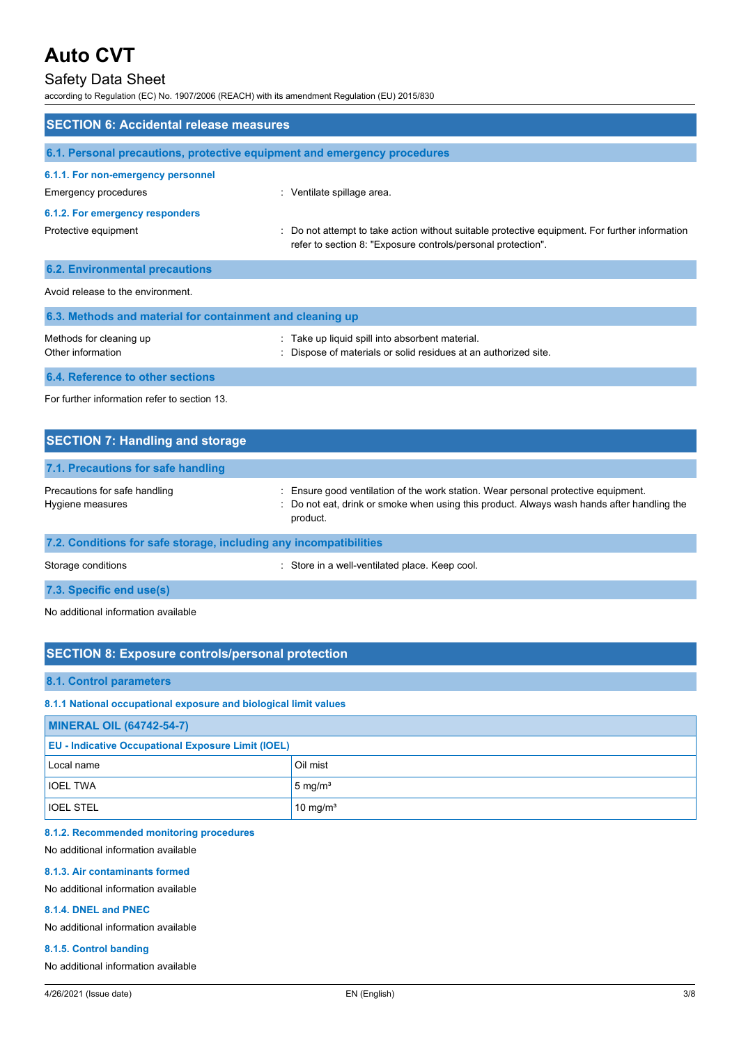## SECTION 6: Accidental release measures

### 6.1. Personal precautions, protective equipment and emergency procedures

#### 6.1.1. For non-emergency personnel

Emergency procedures : Ventilate spillage area.

#### 6.1.2. For emergency responders

Protective equipment : Do not attempt to take action without suitable protective equipment. For further information refer to section 8: "Exposure controls/personal protection".

### 6.2. Environmental precautions

Avoid release to the environment.

### 6.3. Methods and material for containment and cleaning up

Methods for cleaning up : Take up liquid spill into absorbent material.

Other information : Dispose of materials or solid residues at an authorized site.

### 6.4. Reference to other sections

For further information refer to section 13.

## SECTION 7: Handling and storage

### 7.1. Precautions for safe handling

Precautions for safe handling : Ensure good ventilation of the work station. Wear personal protective equipment.

Hygiene measures : Do not eat, drink or smoke when using this product. Always wash hands after handling the product.

### 7.2. Conditions for safe storage, including any incompatibilities

Storage conditions : Store in a well-ventilated place. Keep cool.

### 7.3. Specific end use(s)

No additional information available

## SECTION 8: Exposure controls/personal protection

### 8.1. Control parameters

#### 8.1.1 National occupational exposure and biological limit values

| MINERAL OIL (64742-54-7) | |
|---|---|
| **EU - Indicative Occupational Exposure Limit (IOEL)** | |
| Local name | Oil mist |
| IOEL TWA | 5 mg/m³ |
| IOEL STEL | 10 mg/m³ |

#### 8.1.2. Recommended monitoring procedures

No additional information available

#### 8.1.3. Air contaminants formed

No additional information available

#### 8.1.4. DNEL and PNEC

No additional information available

#### 8.1.5. Control banding

No additional information available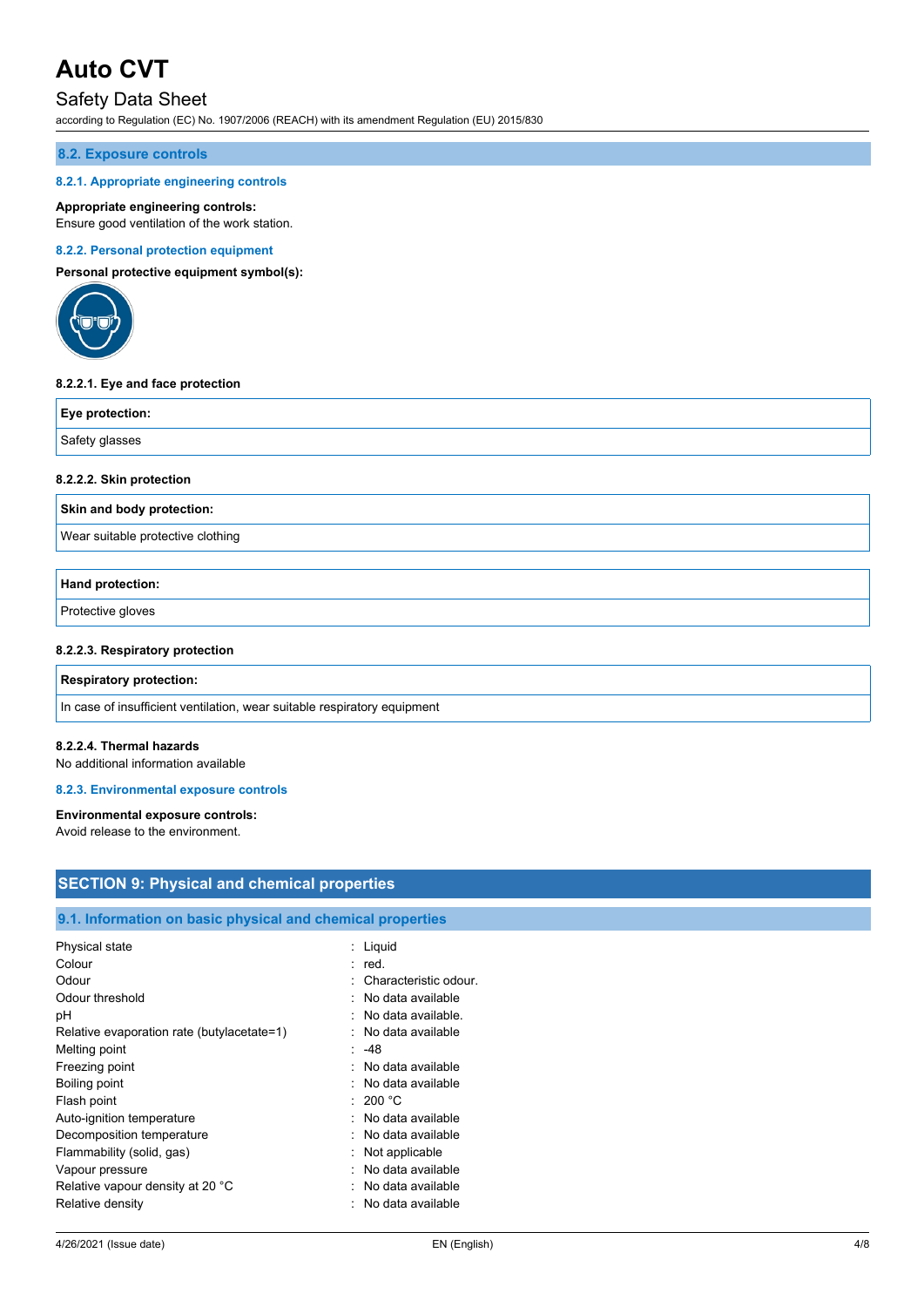### 8.2. Exposure controls

#### 8.2.1. Appropriate engineering controls

**Appropriate engineering controls:**
Ensure good ventilation of the work station.

#### 8.2.2. Personal protection equipment

**Personal protective equipment symbol(s):**

**8.2.2.1. Eye and face protection**

| Eye protection: |
| --- |
| Safety glasses |

**8.2.2.2. Skin protection**

| Skin and body protection: |
| --- |
| Wear suitable protective clothing |

| Hand protection: |
| --- |
| Protective gloves |

**8.2.2.3. Respiratory protection**

| Respiratory protection: |
| --- |
| In case of insufficient ventilation, wear suitable respiratory equipment |

**8.2.2.4. Thermal hazards**
No additional information available

#### 8.2.3. Environmental exposure controls

**Environmental exposure controls:**
Avoid release to the environment.

## SECTION 9: Physical and chemical properties

### 9.1. Information on basic physical and chemical properties

| | |
| --- | --- |
| Physical state | : Liquid |
| Colour | : red. |
| Odour | : Characteristic odour. |
| Odour threshold | : No data available |
| pH | : No data available. |
| Relative evaporation rate (butylacetate=1) | : No data available |
| Melting point | : -48 |
| Freezing point | : No data available |
| Boiling point | : No data available |
| Flash point | : 200 °C |
| Auto-ignition temperature | : No data available |
| Decomposition temperature | : No data available |
| Flammability (solid, gas) | : Not applicable |
| Vapour pressure | : No data available |
| Relative vapour density at 20 °C | : No data available |
| Relative density | : No data available |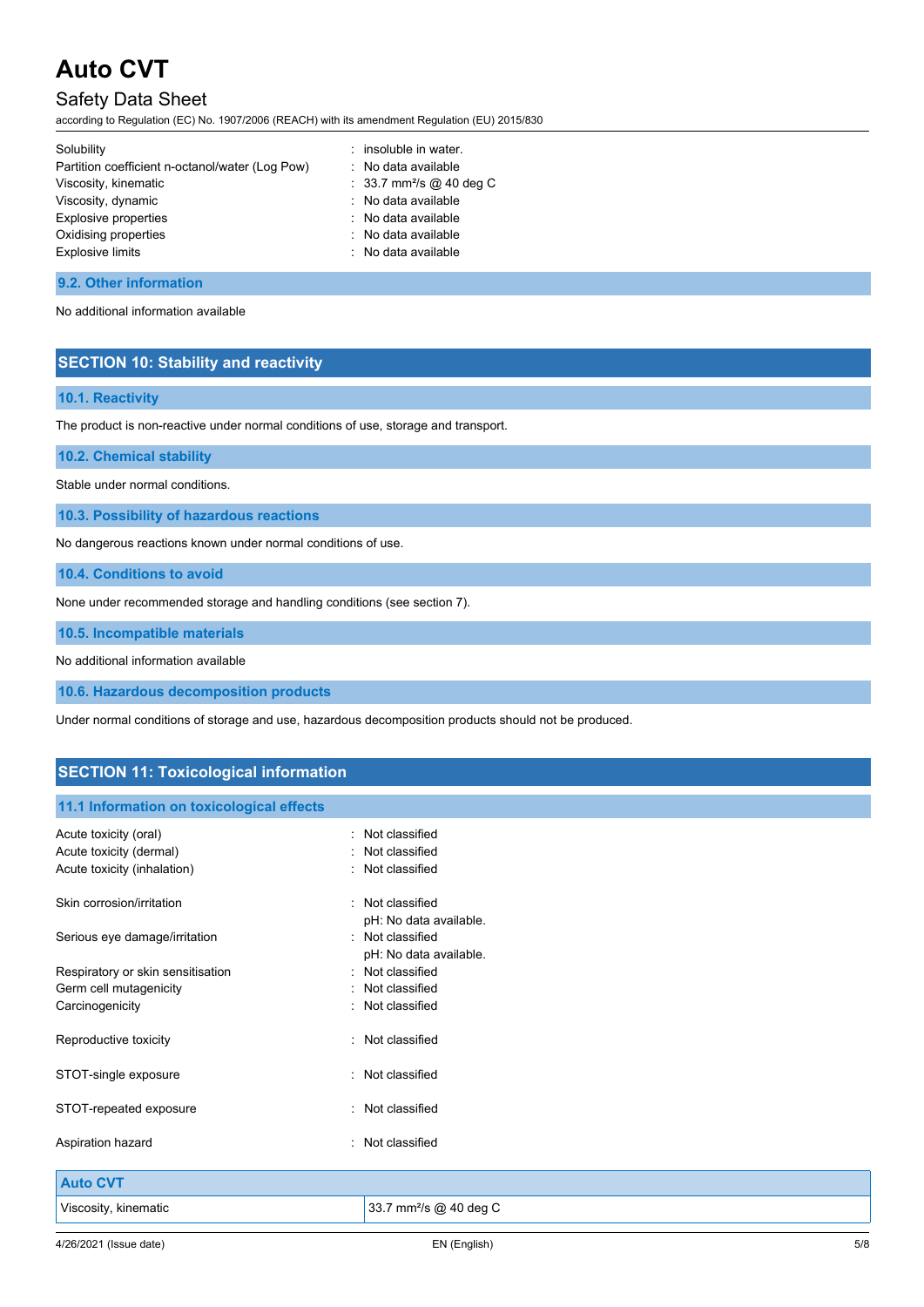| | |
|---|---|
| Solubility | : insoluble in water. |
| Partition coefficient n-octanol/water (Log Pow) | : No data available |
| Viscosity, kinematic | : 33.7 mm²/s @ 40 deg C |
| Viscosity, dynamic | : No data available |
| Explosive properties | : No data available |
| Oxidising properties | : No data available |
| Explosive limits | : No data available |

### 9.2. Other information

No additional information available

## SECTION 10: Stability and reactivity

### 10.1. Reactivity

The product is non-reactive under normal conditions of use, storage and transport.

### 10.2. Chemical stability

Stable under normal conditions.

### 10.3. Possibility of hazardous reactions

No dangerous reactions known under normal conditions of use.

### 10.4. Conditions to avoid

None under recommended storage and handling conditions (see section 7).

### 10.5. Incompatible materials

No additional information available

### 10.6. Hazardous decomposition products

Under normal conditions of storage and use, hazardous decomposition products should not be produced.

## SECTION 11: Toxicological information

### 11.1 Information on toxicological effects

| | |
|---|---|
| Acute toxicity (oral) | : Not classified |
| Acute toxicity (dermal) | : Not classified |
| Acute toxicity (inhalation) | : Not classified |
| Skin corrosion/irritation | : Not classified<br>pH: No data available. |
| Serious eye damage/irritation | : Not classified<br>pH: No data available. |
| Respiratory or skin sensitisation | : Not classified |
| Germ cell mutagenicity | : Not classified |
| Carcinogenicity | : Not classified |
| Reproductive toxicity | : Not classified |
| STOT-single exposure | : Not classified |
| STOT-repeated exposure | : Not classified |
| Aspiration hazard | : Not classified |

| Auto CVT | |
|---|---|
| Viscosity, kinematic | 33.7 mm²/s @ 40 deg C |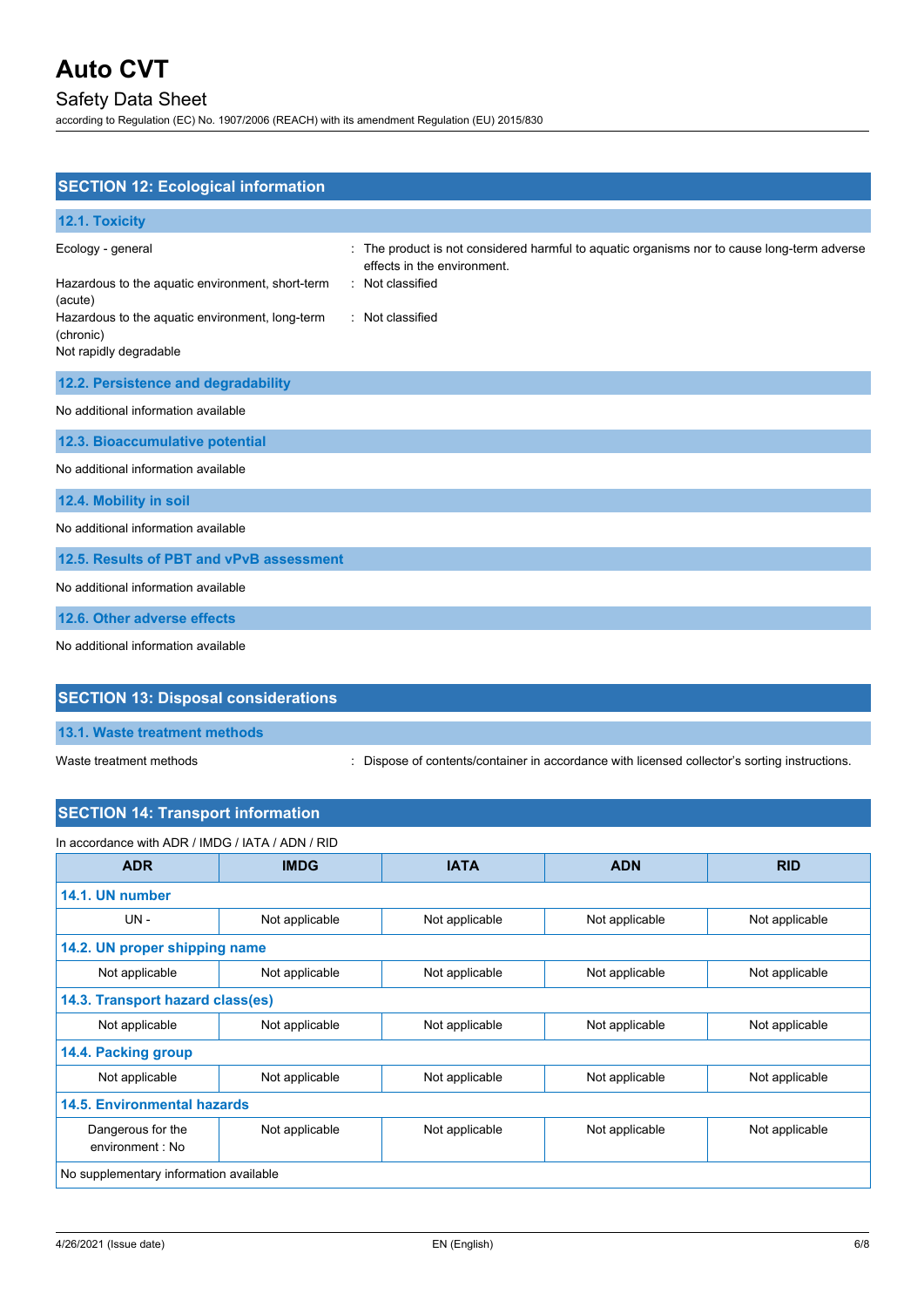## SECTION 12: Ecological information

### 12.1. Toxicity

| | |
|---|---|
| Ecology - general | : The product is not considered harmful to aquatic organisms nor to cause long-term adverse effects in the environment. |
| Hazardous to the aquatic environment, short-term (acute) | : Not classified |
| Hazardous to the aquatic environment, long-term (chronic) | : Not classified |
| Not rapidly degradable | |

### 12.2. Persistence and degradability

No additional information available

### 12.3. Bioaccumulative potential

No additional information available

### 12.4. Mobility in soil

No additional information available

### 12.5. Results of PBT and vPvB assessment

No additional information available

### 12.6. Other adverse effects

No additional information available

## SECTION 13: Disposal considerations

### 13.1. Waste treatment methods

| | |
|---|---|
| Waste treatment methods | : Dispose of contents/container in accordance with licensed collector's sorting instructions. |

## SECTION 14: Transport information

In accordance with ADR / IMDG / IATA / ADN / RID

| ADR | IMDG | IATA | ADN | RID |
|---|---|---|---|---|
| **14.1. UN number** | | | | |
| UN - | Not applicable | Not applicable | Not applicable | Not applicable |
| **14.2. UN proper shipping name** | | | | |
| Not applicable | Not applicable | Not applicable | Not applicable | Not applicable |
| **14.3. Transport hazard class(es)** | | | | |
| Not applicable | Not applicable | Not applicable | Not applicable | Not applicable |
| **14.4. Packing group** | | | | |
| Not applicable | Not applicable | Not applicable | Not applicable | Not applicable |
| **14.5. Environmental hazards** | | | | |
| Dangerous for the environment : No | Not applicable | Not applicable | Not applicable | Not applicable |
| No supplementary information available | | | | |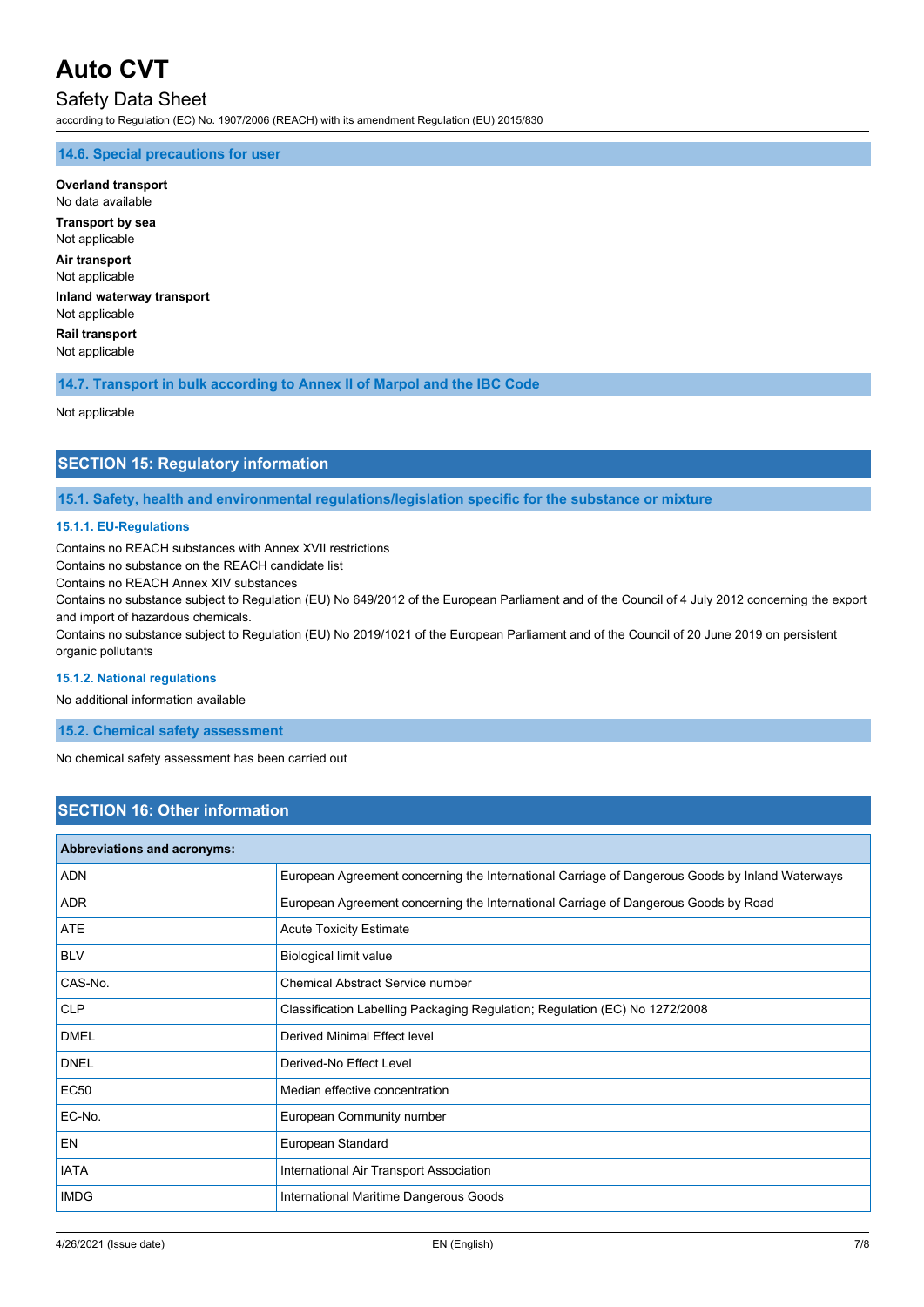### 14.6. Special precautions for user

**Overland transport**
No data available

**Transport by sea**
Not applicable

**Air transport**
Not applicable

**Inland waterway transport**
Not applicable

**Rail transport**
Not applicable

### 14.7. Transport in bulk according to Annex II of Marpol and the IBC Code

Not applicable

## SECTION 15: Regulatory information

### 15.1. Safety, health and environmental regulations/legislation specific for the substance or mixture

#### 15.1.1. EU-Regulations

Contains no REACH substances with Annex XVII restrictions
Contains no substance on the REACH candidate list
Contains no REACH Annex XIV substances
Contains no substance subject to Regulation (EU) No 649/2012 of the European Parliament and of the Council of 4 July 2012 concerning the export and import of hazardous chemicals.
Contains no substance subject to Regulation (EU) No 2019/1021 of the European Parliament and of the Council of 20 June 2019 on persistent organic pollutants

#### 15.1.2. National regulations

No additional information available

### 15.2. Chemical safety assessment

No chemical safety assessment has been carried out

## SECTION 16: Other information

| Abbreviations and acronyms: | |
|---|---|
| ADN | European Agreement concerning the International Carriage of Dangerous Goods by Inland Waterways |
| ADR | European Agreement concerning the International Carriage of Dangerous Goods by Road |
| ATE | Acute Toxicity Estimate |
| BLV | Biological limit value |
| CAS-No. | Chemical Abstract Service number |
| CLP | Classification Labelling Packaging Regulation; Regulation (EC) No 1272/2008 |
| DMEL | Derived Minimal Effect level |
| DNEL | Derived-No Effect Level |
| EC50 | Median effective concentration |
| EC-No. | European Community number |
| EN | European Standard |
| IATA | International Air Transport Association |
| IMDG | International Maritime Dangerous Goods |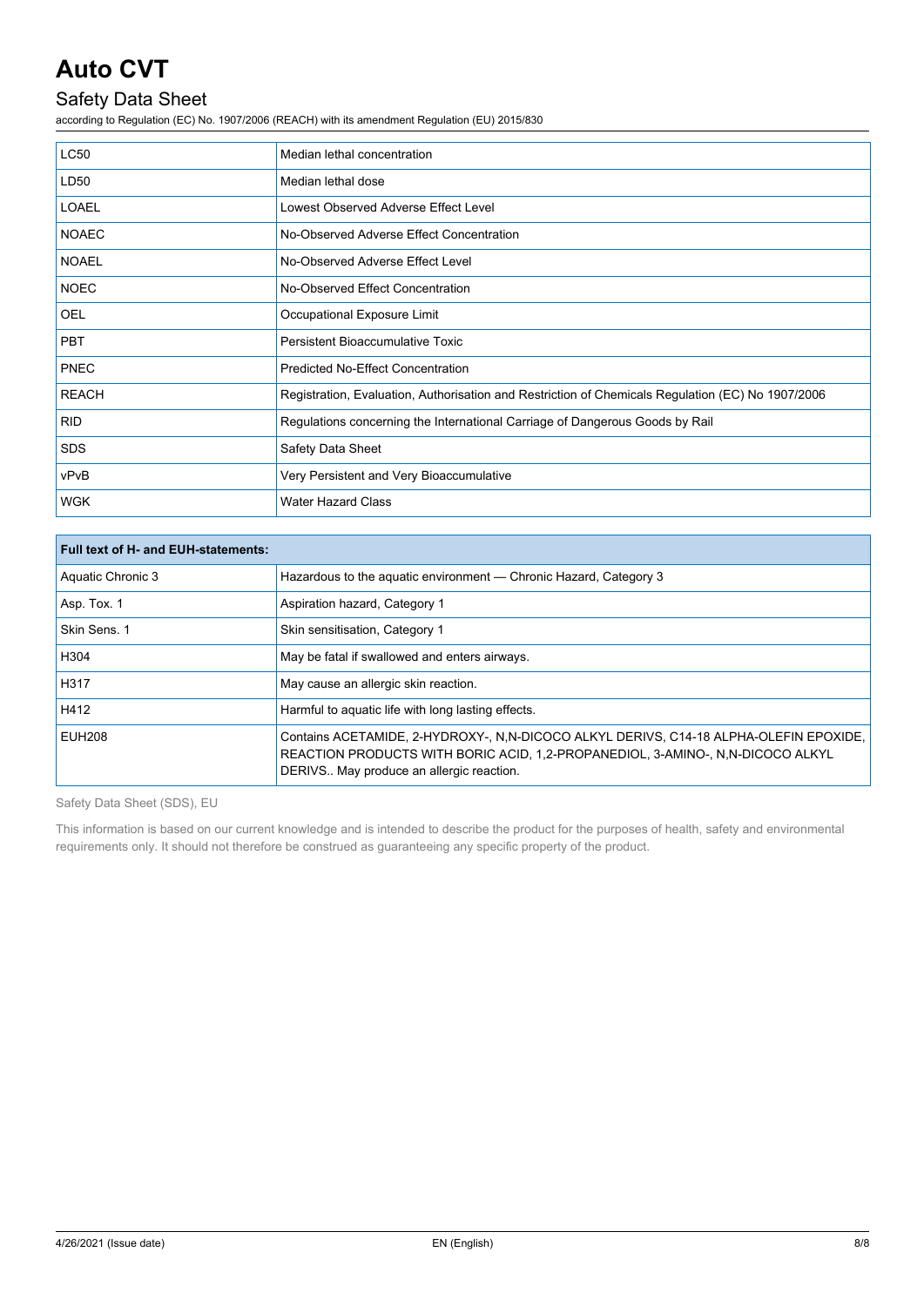| | |
|---|---|
| LC50 | Median lethal concentration |
| LD50 | Median lethal dose |
| LOAEL | Lowest Observed Adverse Effect Level |
| NOAEC | No-Observed Adverse Effect Concentration |
| NOAEL | No-Observed Adverse Effect Level |
| NOEC | No-Observed Effect Concentration |
| OEL | Occupational Exposure Limit |
| PBT | Persistent Bioaccumulative Toxic |
| PNEC | Predicted No-Effect Concentration |
| REACH | Registration, Evaluation, Authorisation and Restriction of Chemicals Regulation (EC) No 1907/2006 |
| RID | Regulations concerning the International Carriage of Dangerous Goods by Rail |
| SDS | Safety Data Sheet |
| vPvB | Very Persistent and Very Bioaccumulative |
| WGK | Water Hazard Class |

| **Full text of H- and EUH-statements:** | |
|---|---|
| Aquatic Chronic 3 | Hazardous to the aquatic environment — Chronic Hazard, Category 3 |
| Asp. Tox. 1 | Aspiration hazard, Category 1 |
| Skin Sens. 1 | Skin sensitisation, Category 1 |
| H304 | May be fatal if swallowed and enters airways. |
| H317 | May cause an allergic skin reaction. |
| H412 | Harmful to aquatic life with long lasting effects. |
| EUH208 | Contains ACETAMIDE, 2-HYDROXY-, N,N-DICOCO ALKYL DERIVS, C14-18 ALPHA-OLEFIN EPOXIDE, REACTION PRODUCTS WITH BORIC ACID, 1,2-PROPANEDIOL, 3-AMINO-, N,N-DICOCO ALKYL DERIVS.. May produce an allergic reaction. |

Safety Data Sheet (SDS), EU

This information is based on our current knowledge and is intended to describe the product for the purposes of health, safety and environmental requirements only. It should not therefore be construed as guaranteeing any specific property of the product.